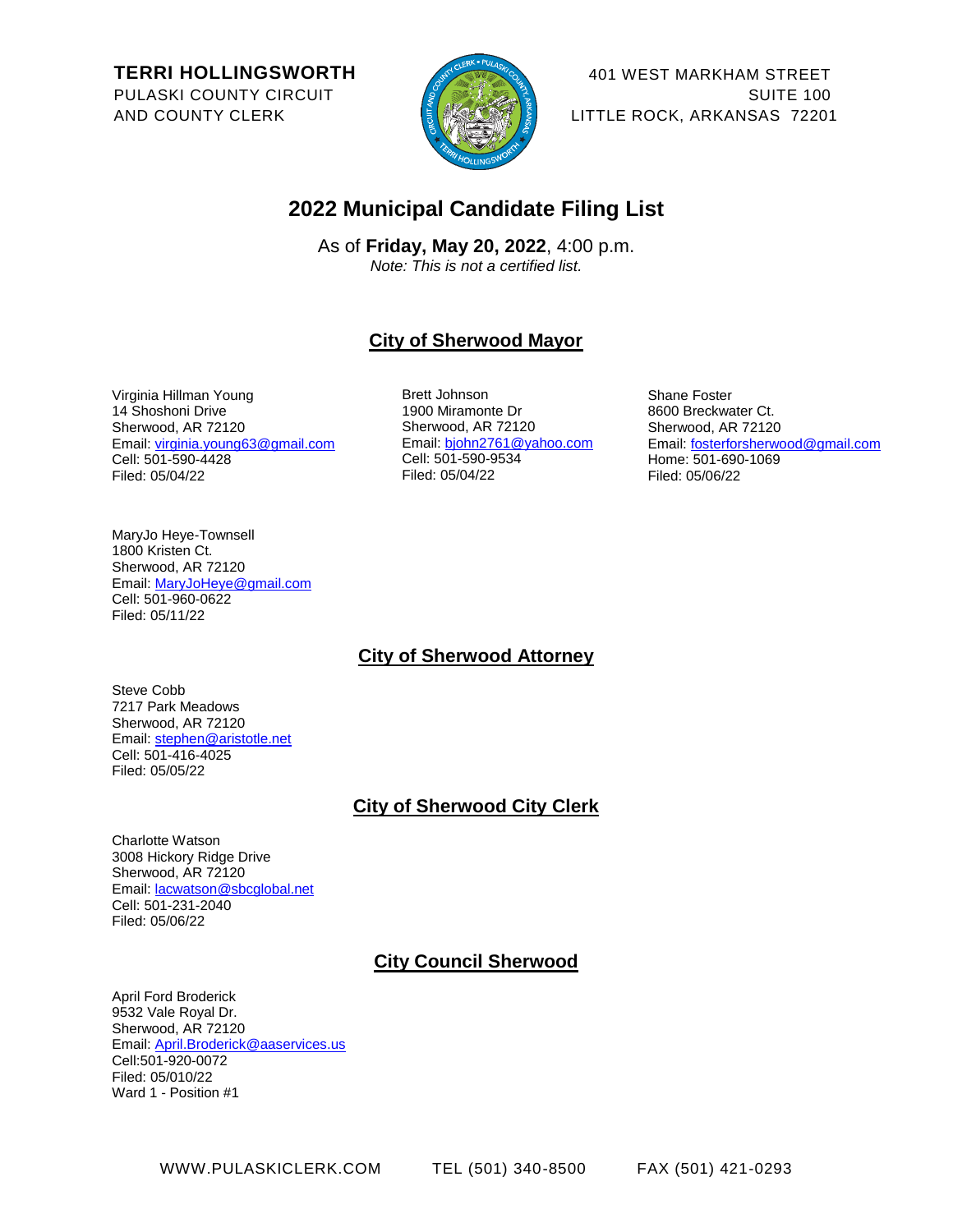**TERRI HOLLINGSWORTH**
PULASKI COUNTY CIRCUIT
AND COUNTY CLERK

401 WEST MARKHAM STREET
SUITE 100
LITTLE ROCK, ARKANSAS 72201

# 2022 Municipal Candidate Filing List

As of **Friday, May 20, 2022**, 4:00 p.m.
*Note: This is not a certified list.*

## City of Sherwood Mayor

Virginia Hillman Young
14 Shoshoni Drive
Sherwood, AR 72120
Email: virginia.young63@gmail.com
Cell: 501-590-4428
Filed: 05/04/22

Brett Johnson
1900 Miramonte Dr
Sherwood, AR 72120
Email: bjohn2761@yahoo.com
Cell: 501-590-9534
Filed: 05/04/22

Shane Foster
8600 Breckwater Ct.
Sherwood, AR 72120
Email: fosterforsherwood@gmail.com
Home: 501-690-1069
Filed: 05/06/22

MaryJo Heye-Townsell
1800 Kristen Ct.
Sherwood, AR 72120
Email: MaryJoHeye@gmail.com
Cell: 501-960-0622
Filed: 05/11/22

## City of Sherwood Attorney

Steve Cobb
7217 Park Meadows
Sherwood, AR 72120
Email: stephen@aristotle.net
Cell: 501-416-4025
Filed: 05/05/22

## City of Sherwood City Clerk

Charlotte Watson
3008 Hickory Ridge Drive
Sherwood, AR 72120
Email: lacwatson@sbcglobal.net
Cell: 501-231-2040
Filed: 05/06/22

## City Council Sherwood

April Ford Broderick
9532 Vale Royal Dr.
Sherwood, AR 72120
Email: April.Broderick@aaservices.us
Cell:501-920-0072
Filed: 05/010/22
Ward 1 - Position #1

WWW.PULASKICLERK.COM TEL (501) 340-8500 FAX (501) 421-0293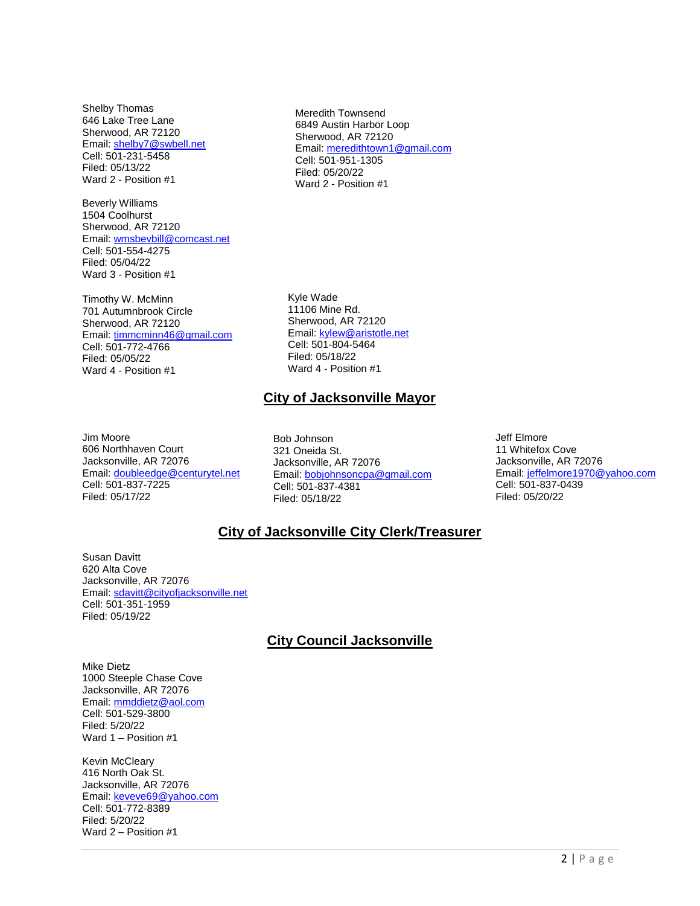Shelby Thomas
646 Lake Tree Lane
Sherwood, AR 72120
Email: shelby7@swbell.net
Cell: 501-231-5458
Filed: 05/13/22
Ward 2 - Position #1

Meredith Townsend
6849 Austin Harbor Loop
Sherwood, AR 72120
Email: meredithtown1@gmail.com
Cell: 501-951-1305
Filed: 05/20/22
Ward 2 - Position #1

Beverly Williams
1504 Coolhurst
Sherwood, AR 72120
Email: wmsbevbill@comcast.net
Cell: 501-554-4275
Filed: 05/04/22
Ward 3 - Position #1

Timothy W. McMinn
701 Autumnbrook Circle
Sherwood, AR 72120
Email: timmcminn46@gmail.com
Cell: 501-772-4766
Filed: 05/05/22
Ward 4 - Position #1

Kyle Wade
11106 Mine Rd.
Sherwood, AR 72120
Email: kylew@aristotle.net
Cell: 501-804-5464
Filed: 05/18/22
Ward 4 - Position #1

## City of Jacksonville Mayor

Jim Moore
606 Northhaven Court
Jacksonville, AR 72076
Email: doubleedge@centurytel.net
Cell: 501-837-7225
Filed: 05/17/22

Bob Johnson
321 Oneida St.
Jacksonville, AR 72076
Email: bobjohnsoncpa@gmail.com
Cell: 501-837-4381
Filed: 05/18/22

Jeff Elmore
11 Whitefox Cove
Jacksonville, AR 72076
Email: jeffelmore1970@yahoo.com
Cell: 501-837-0439
Filed: 05/20/22

## City of Jacksonville City Clerk/Treasurer

Susan Davitt
620 Alta Cove
Jacksonville, AR 72076
Email: sdavitt@cityofjacksonville.net
Cell: 501-351-1959
Filed: 05/19/22

## City Council Jacksonville

Mike Dietz
1000 Steeple Chase Cove
Jacksonville, AR 72076
Email: mmddietz@aol.com
Cell: 501-529-3800
Filed: 5/20/22
Ward 1 – Position #1

Kevin McCleary
416 North Oak St.
Jacksonville, AR 72076
Email: keveve69@yahoo.com
Cell: 501-772-8389
Filed: 5/20/22
Ward 2 – Position #1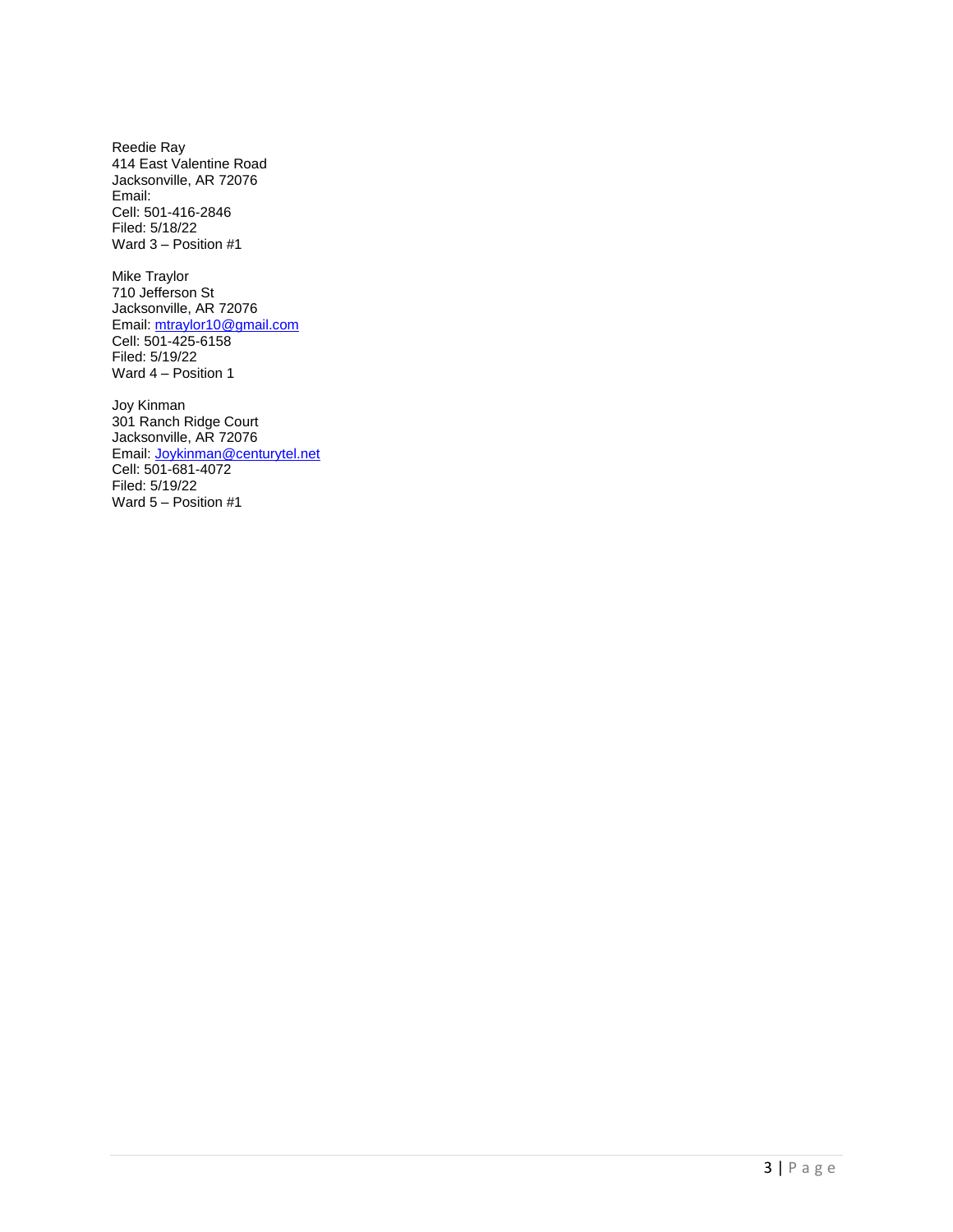Reedie Ray  
414 East Valentine Road  
Jacksonville, AR 72076  
Email:  
Cell: 501-416-2846  
Filed: 5/18/22  
Ward 3 – Position #1

Mike Traylor  
710 Jefferson St  
Jacksonville, AR 72076  
Email: mtraylor10@gmail.com  
Cell: 501-425-6158  
Filed: 5/19/22  
Ward 4 – Position 1

Joy Kinman  
301 Ranch Ridge Court  
Jacksonville, AR 72076  
Email: Joykinman@centurytel.net  
Cell: 501-681-4072  
Filed: 5/19/22  
Ward 5 – Position #1